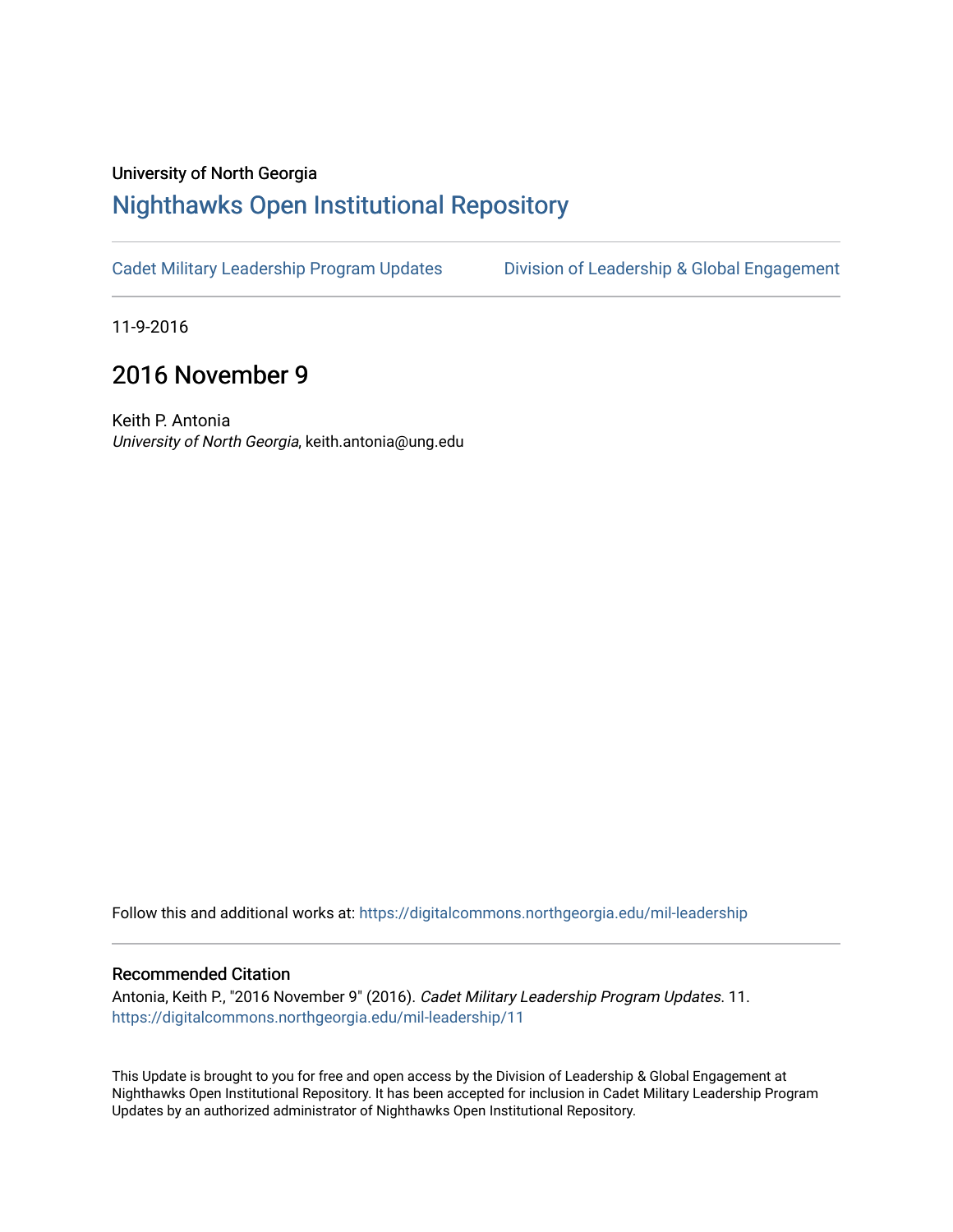University of North Georgia

# Nighthawks Open Institutional Repository

Cadet Military Leadership Program Updates | Division of Leadership & Global Engagement

11-9-2016

## 2016 November 9

Keith P. Antonia
*University of North Georgia*, keith.antonia@ung.edu

Follow this and additional works at: https://digitalcommons.northgeorgia.edu/mil-leadership

### Recommended Citation

Antonia, Keith P., "2016 November 9" (2016). *Cadet Military Leadership Program Updates*. 11.
https://digitalcommons.northgeorgia.edu/mil-leadership/11

This Update is brought to you for free and open access by the Division of Leadership & Global Engagement at Nighthawks Open Institutional Repository. It has been accepted for inclusion in Cadet Military Leadership Program Updates by an authorized administrator of Nighthawks Open Institutional Repository.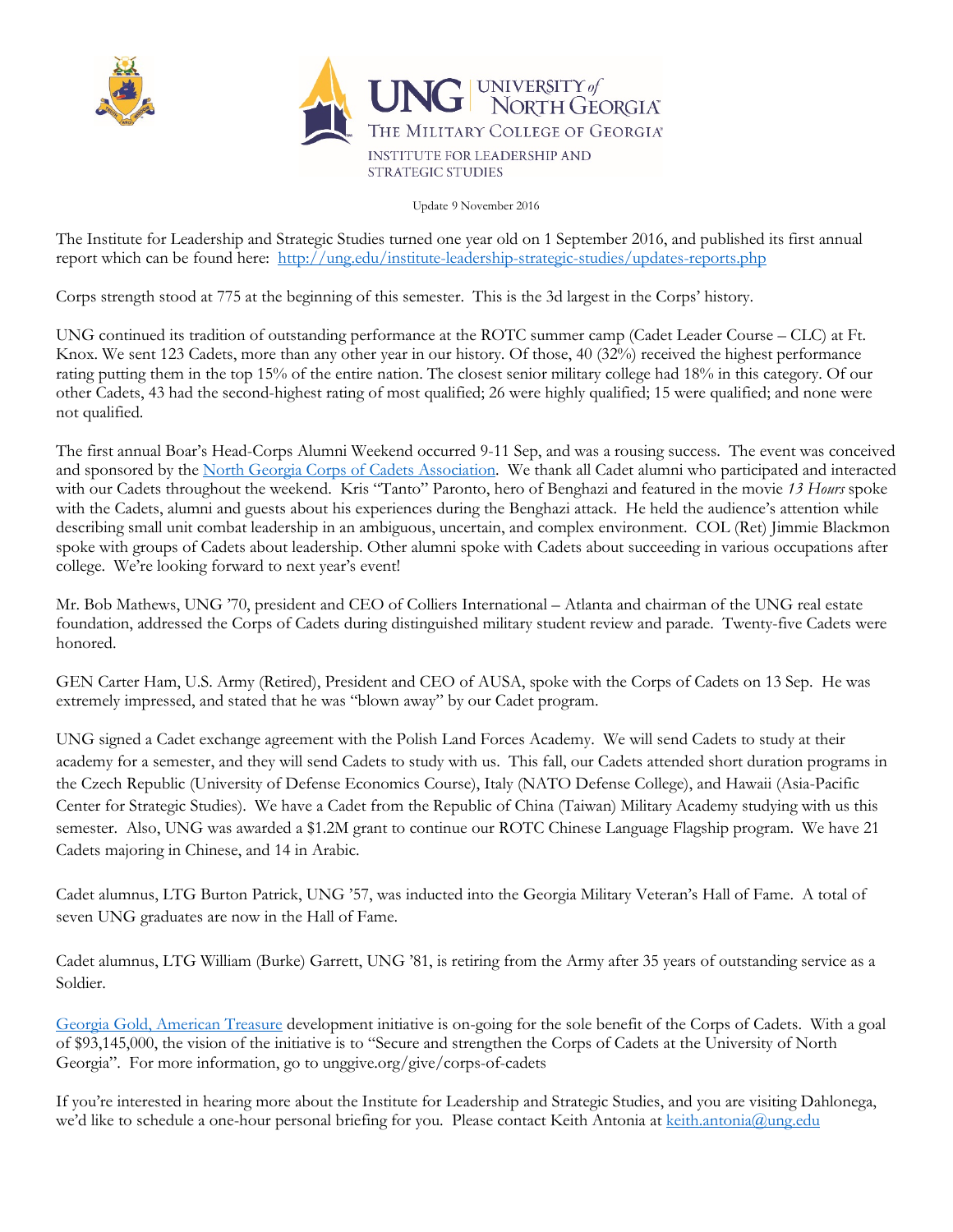UNG | UNIVERSITY *of* NORTH GEORGIA
THE MILITARY COLLEGE OF GEORGIA
INSTITUTE FOR LEADERSHIP AND STRATEGIC STUDIES

Update 9 November 2016

The Institute for Leadership and Strategic Studies turned one year old on 1 September 2016, and published its first annual report which can be found here: [http://ung.edu/institute-leadership-strategic-studies/updates-reports.php](http://ung.edu/institute-leadership-strategic-studies/updates-reports.php)

Corps strength stood at 775 at the beginning of this semester. This is the 3d largest in the Corps' history.

UNG continued its tradition of outstanding performance at the ROTC summer camp (Cadet Leader Course – CLC) at Ft. Knox. We sent 123 Cadets, more than any other year in our history. Of those, 40 (32%) received the highest performance rating putting them in the top 15% of the entire nation. The closest senior military college had 18% in this category. Of our other Cadets, 43 had the second-highest rating of most qualified; 26 were highly qualified; 15 were qualified; and none were not qualified.

The first annual Boar's Head-Corps Alumni Weekend occurred 9-11 Sep, and was a rousing success. The event was conceived and sponsored by the North Georgia Corps of Cadets Association. We thank all Cadet alumni who participated and interacted with our Cadets throughout the weekend. Kris "Tanto" Paronto, hero of Benghazi and featured in the movie *13 Hours* spoke with the Cadets, alumni and guests about his experiences during the Benghazi attack. He held the audience's attention while describing small unit combat leadership in an ambiguous, uncertain, and complex environment. COL (Ret) Jimmie Blackmon spoke with groups of Cadets about leadership. Other alumni spoke with Cadets about succeeding in various occupations after college. We're looking forward to next year's event!

Mr. Bob Mathews, UNG '70, president and CEO of Colliers International – Atlanta and chairman of the UNG real estate foundation, addressed the Corps of Cadets during distinguished military student review and parade. Twenty-five Cadets were honored.

GEN Carter Ham, U.S. Army (Retired), President and CEO of AUSA, spoke with the Corps of Cadets on 13 Sep. He was extremely impressed, and stated that he was "blown away" by our Cadet program.

UNG signed a Cadet exchange agreement with the Polish Land Forces Academy. We will send Cadets to study at their academy for a semester, and they will send Cadets to study with us. This fall, our Cadets attended short duration programs in the Czech Republic (University of Defense Economics Course), Italy (NATO Defense College), and Hawaii (Asia-Pacific Center for Strategic Studies). We have a Cadet from the Republic of China (Taiwan) Military Academy studying with us this semester. Also, UNG was awarded a $1.2M grant to continue our ROTC Chinese Language Flagship program. We have 21 Cadets majoring in Chinese, and 14 in Arabic.

Cadet alumnus, LTG Burton Patrick, UNG '57, was inducted into the Georgia Military Veteran's Hall of Fame. A total of seven UNG graduates are now in the Hall of Fame.

Cadet alumnus, LTG William (Burke) Garrett, UNG '81, is retiring from the Army after 35 years of outstanding service as a Soldier.

Georgia Gold, American Treasure development initiative is on-going for the sole benefit of the Corps of Cadets. With a goal of $93,145,000, the vision of the initiative is to "Secure and strengthen the Corps of Cadets at the University of North Georgia". For more information, go to unggive.org/give/corps-of-cadets

If you're interested in hearing more about the Institute for Leadership and Strategic Studies, and you are visiting Dahlonega, we'd like to schedule a one-hour personal briefing for you. Please contact Keith Antonia at [keith.antonia@ung.edu](mailto:keith.antonia@ung.edu)